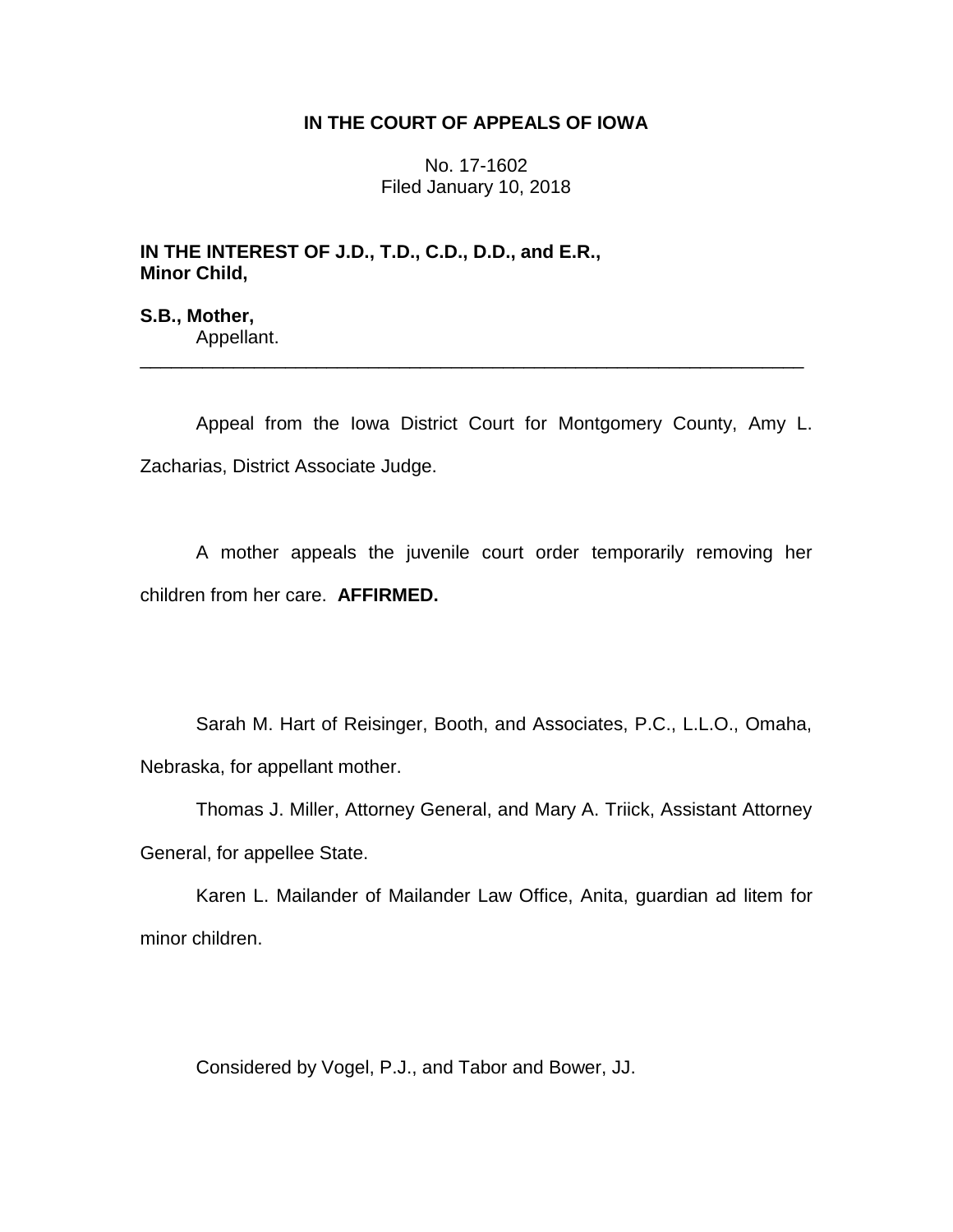**IN THE COURT OF APPEALS OF IOWA**

No. 17-1602
Filed January 10, 2018

**IN THE INTEREST OF J.D., T.D., C.D., D.D., and E.R., Minor Child,**

**S.B., Mother,**
Appellant.

---

Appeal from the Iowa District Court for Montgomery County, Amy L. Zacharias, District Associate Judge.

A mother appeals the juvenile court order temporarily removing her children from her care. **AFFIRMED.**

Sarah M. Hart of Reisinger, Booth, and Associates, P.C., L.L.O., Omaha, Nebraska, for appellant mother.

Thomas J. Miller, Attorney General, and Mary A. Triick, Assistant Attorney General, for appellee State.

Karen L. Mailander of Mailander Law Office, Anita, guardian ad litem for minor children.

Considered by Vogel, P.J., and Tabor and Bower, JJ.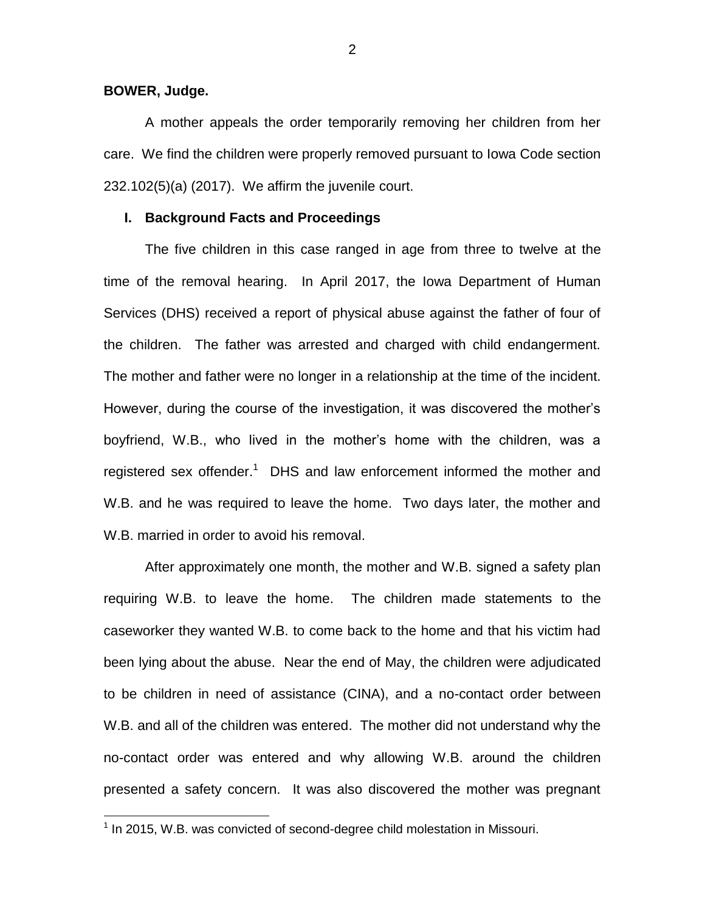**BOWER, Judge.**

A mother appeals the order temporarily removing her children from her care. We find the children were properly removed pursuant to Iowa Code section 232.102(5)(a) (2017). We affirm the juvenile court.

## I. Background Facts and Proceedings

The five children in this case ranged in age from three to twelve at the time of the removal hearing. In April 2017, the Iowa Department of Human Services (DHS) received a report of physical abuse against the father of four of the children. The father was arrested and charged with child endangerment. The mother and father were no longer in a relationship at the time of the incident. However, during the course of the investigation, it was discovered the mother's boyfriend, W.B., who lived in the mother's home with the children, was a registered sex offender.[1] DHS and law enforcement informed the mother and W.B. and he was required to leave the home. Two days later, the mother and W.B. married in order to avoid his removal.

After approximately one month, the mother and W.B. signed a safety plan requiring W.B. to leave the home. The children made statements to the caseworker they wanted W.B. to come back to the home and that his victim had been lying about the abuse. Near the end of May, the children were adjudicated to be children in need of assistance (CINA), and a no-contact order between W.B. and all of the children was entered. The mother did not understand why the no-contact order was entered and why allowing W.B. around the children presented a safety concern. It was also discovered the mother was pregnant

[1] In 2015, W.B. was convicted of second-degree child molestation in Missouri.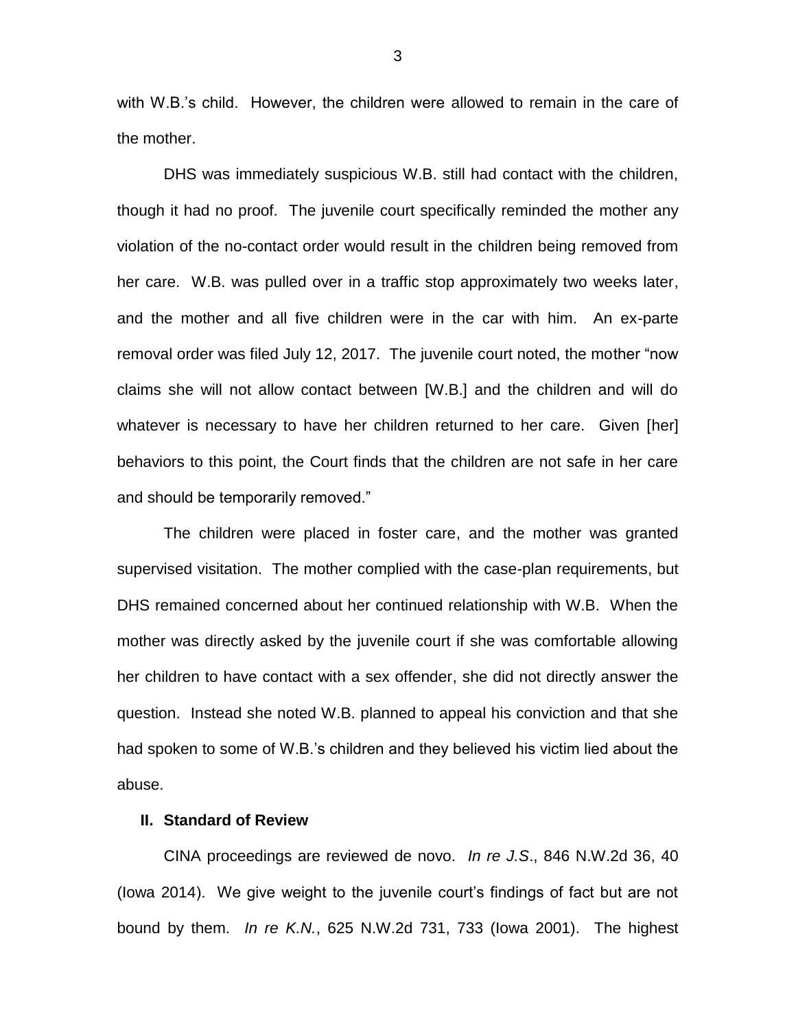with W.B.'s child. However, the children were allowed to remain in the care of the mother.

DHS was immediately suspicious W.B. still had contact with the children, though it had no proof. The juvenile court specifically reminded the mother any violation of the no-contact order would result in the children being removed from her care. W.B. was pulled over in a traffic stop approximately two weeks later, and the mother and all five children were in the car with him. An ex-parte removal order was filed July 12, 2017. The juvenile court noted, the mother "now claims she will not allow contact between [W.B.] and the children and will do whatever is necessary to have her children returned to her care. Given [her] behaviors to this point, the Court finds that the children are not safe in her care and should be temporarily removed."

The children were placed in foster care, and the mother was granted supervised visitation. The mother complied with the case-plan requirements, but DHS remained concerned about her continued relationship with W.B. When the mother was directly asked by the juvenile court if she was comfortable allowing her children to have contact with a sex offender, she did not directly answer the question. Instead she noted W.B. planned to appeal his conviction and that she had spoken to some of W.B.'s children and they believed his victim lied about the abuse.

## II. Standard of Review

CINA proceedings are reviewed de novo. *In re J.S*., 846 N.W.2d 36, 40 (Iowa 2014). We give weight to the juvenile court's findings of fact but are not bound by them. *In re K.N.*, 625 N.W.2d 731, 733 (Iowa 2001). The highest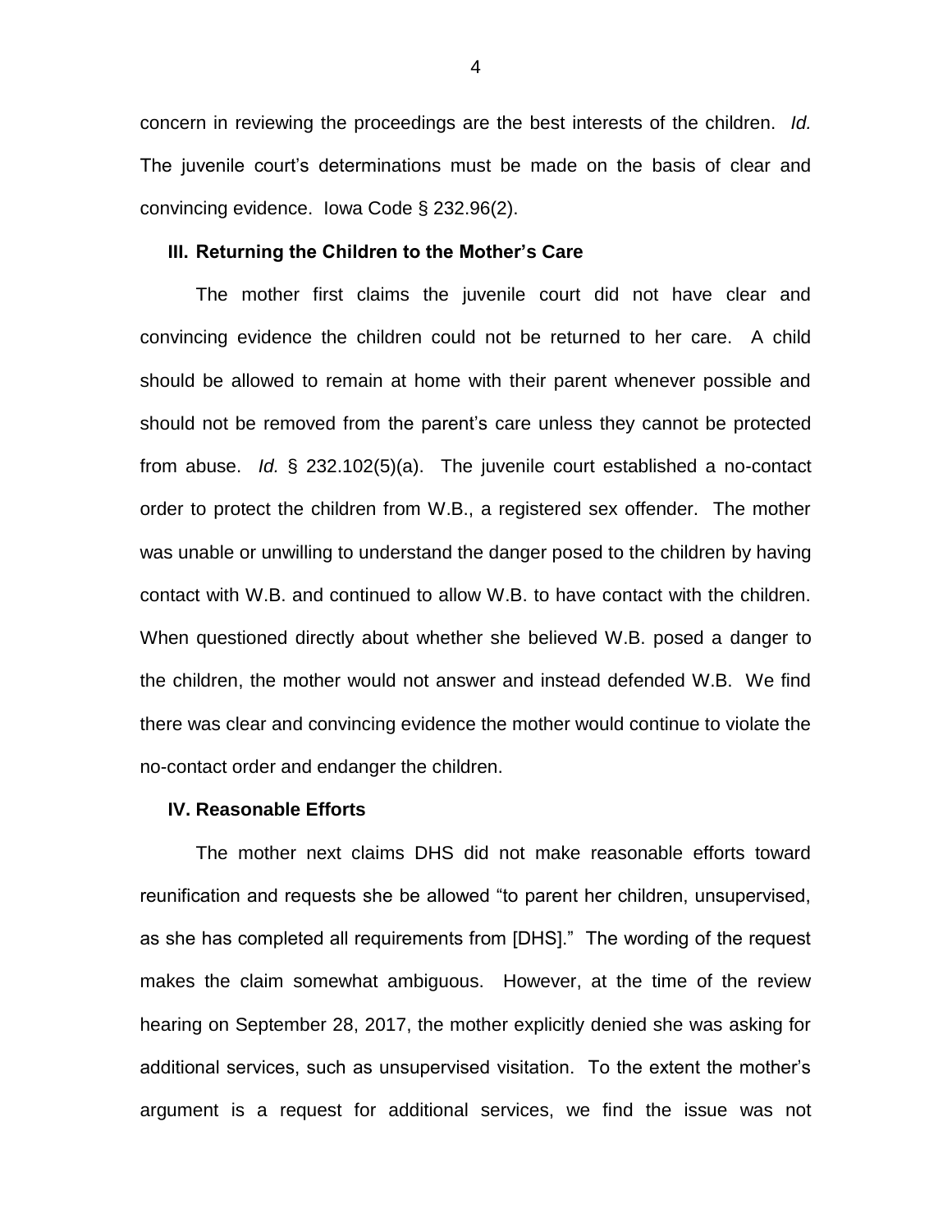concern in reviewing the proceedings are the best interests of the children. *Id.* The juvenile court's determinations must be made on the basis of clear and convincing evidence. Iowa Code § 232.96(2).

## III. Returning the Children to the Mother's Care

The mother first claims the juvenile court did not have clear and convincing evidence the children could not be returned to her care. A child should be allowed to remain at home with their parent whenever possible and should not be removed from the parent's care unless they cannot be protected from abuse. *Id.* § 232.102(5)(a). The juvenile court established a no-contact order to protect the children from W.B., a registered sex offender. The mother was unable or unwilling to understand the danger posed to the children by having contact with W.B. and continued to allow W.B. to have contact with the children. When questioned directly about whether she believed W.B. posed a danger to the children, the mother would not answer and instead defended W.B. We find there was clear and convincing evidence the mother would continue to violate the no-contact order and endanger the children.

## IV. Reasonable Efforts

The mother next claims DHS did not make reasonable efforts toward reunification and requests she be allowed "to parent her children, unsupervised, as she has completed all requirements from [DHS]." The wording of the request makes the claim somewhat ambiguous. However, at the time of the review hearing on September 28, 2017, the mother explicitly denied she was asking for additional services, such as unsupervised visitation. To the extent the mother's argument is a request for additional services, we find the issue was not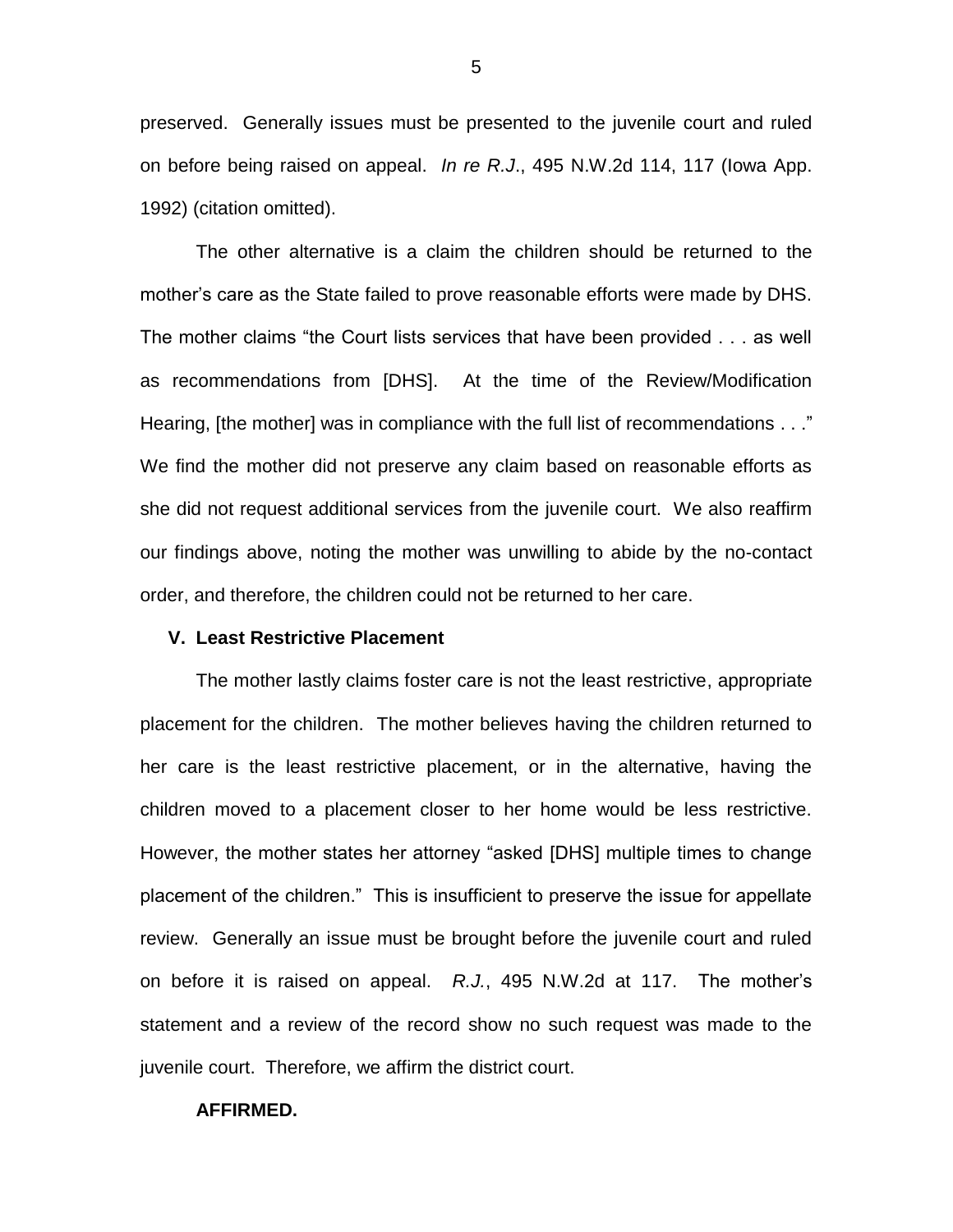preserved. Generally issues must be presented to the juvenile court and ruled on before being raised on appeal. *In re R.J*., 495 N.W.2d 114, 117 (Iowa App. 1992) (citation omitted).

The other alternative is a claim the children should be returned to the mother's care as the State failed to prove reasonable efforts were made by DHS. The mother claims "the Court lists services that have been provided . . . as well as recommendations from [DHS]. At the time of the Review/Modification Hearing, [the mother] was in compliance with the full list of recommendations . . ." We find the mother did not preserve any claim based on reasonable efforts as she did not request additional services from the juvenile court. We also reaffirm our findings above, noting the mother was unwilling to abide by the no-contact order, and therefore, the children could not be returned to her care.

## V. Least Restrictive Placement

The mother lastly claims foster care is not the least restrictive, appropriate placement for the children. The mother believes having the children returned to her care is the least restrictive placement, or in the alternative, having the children moved to a placement closer to her home would be less restrictive. However, the mother states her attorney "asked [DHS] multiple times to change placement of the children." This is insufficient to preserve the issue for appellate review. Generally an issue must be brought before the juvenile court and ruled on before it is raised on appeal. *R.J.*, 495 N.W.2d at 117. The mother's statement and a review of the record show no such request was made to the juvenile court. Therefore, we affirm the district court.

**AFFIRMED.**